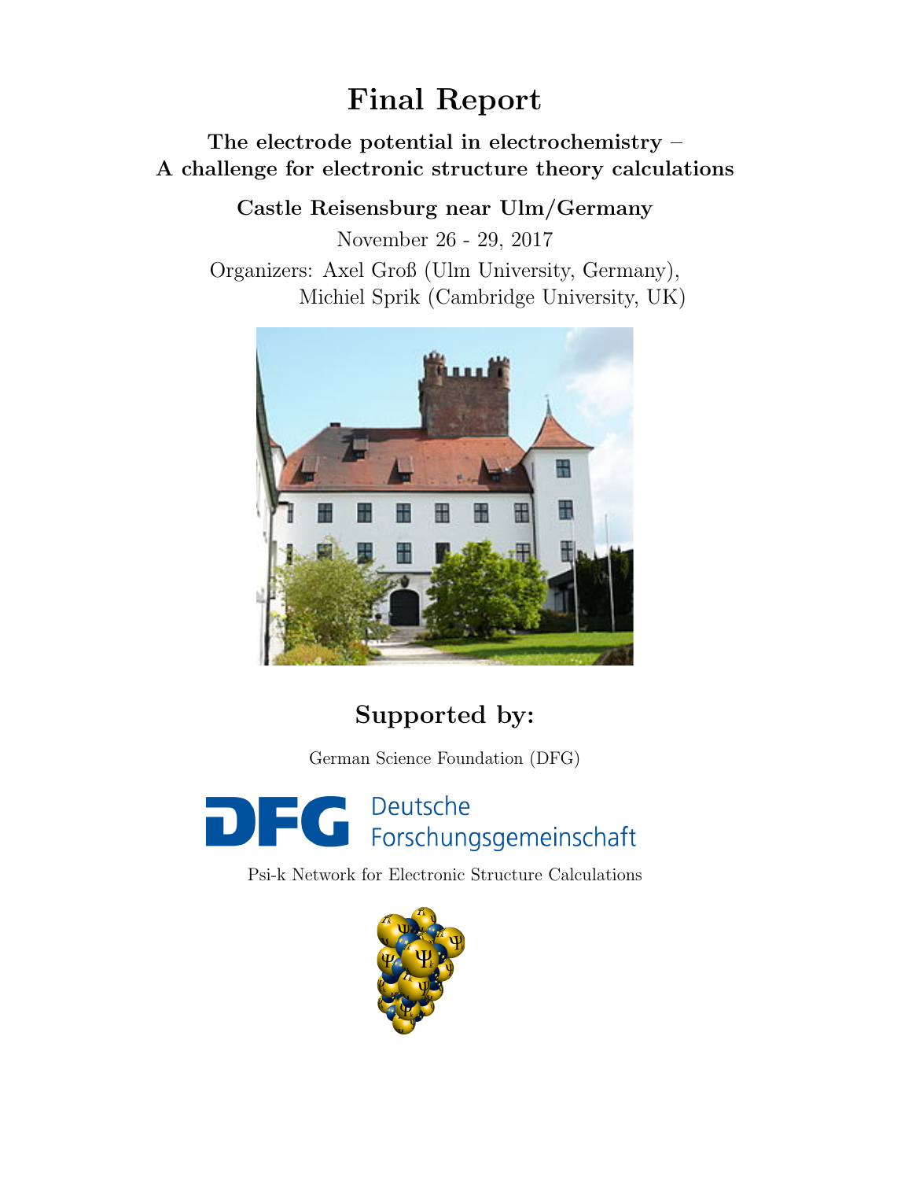# Final Report

**The electrode potential in electrochemistry –**
**A challenge for electronic structure theory calculations**

**Castle Reisensburg near Ulm/Germany**

November 26 - 29, 2017

Organizers: Axel Groß (Ulm University, Germany),
Michiel Sprik (Cambridge University, UK)

## Supported by:

German Science Foundation (DFG)

DFG Deutsche Forschungsgemeinschaft

Psi-k Network for Electronic Structure Calculations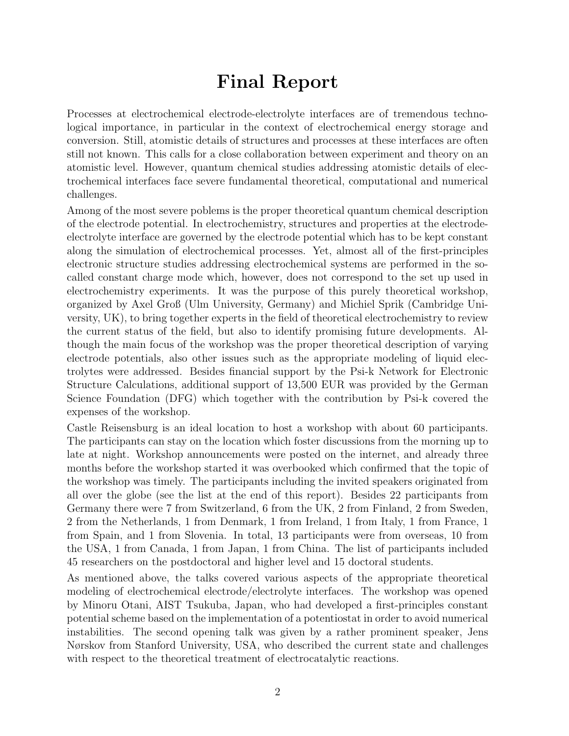# Final Report

Processes at electrochemical electrode-electrolyte interfaces are of tremendous technological importance, in particular in the context of electrochemical energy storage and conversion. Still, atomistic details of structures and processes at these interfaces are often still not known. This calls for a close collaboration between experiment and theory on an atomistic level. However, quantum chemical studies addressing atomistic details of electrochemical interfaces face severe fundamental theoretical, computational and numerical challenges.

Among of the most severe poblems is the proper theoretical quantum chemical description of the electrode potential. In electrochemistry, structures and properties at the electrode-electrolyte interface are governed by the electrode potential which has to be kept constant along the simulation of electrochemical processes. Yet, almost all of the first-principles electronic structure studies addressing electrochemical systems are performed in the so-called constant charge mode which, however, does not correspond to the set up used in electrochemistry experiments. It was the purpose of this purely theoretical workshop, organized by Axel Groß (Ulm University, Germany) and Michiel Sprik (Cambridge University, UK), to bring together experts in the field of theoretical electrochemistry to review the current status of the field, but also to identify promising future developments. Although the main focus of the workshop was the proper theoretical description of varying electrode potentials, also other issues such as the appropriate modeling of liquid electrolytes were addressed. Besides financial support by the Psi-k Network for Electronic Structure Calculations, additional support of 13,500 EUR was provided by the German Science Foundation (DFG) which together with the contribution by Psi-k covered the expenses of the workshop.

Castle Reisensburg is an ideal location to host a workshop with about 60 participants. The participants can stay on the location which foster discussions from the morning up to late at night. Workshop announcements were posted on the internet, and already three months before the workshop started it was overbooked which confirmed that the topic of the workshop was timely. The participants including the invited speakers originated from all over the globe (see the list at the end of this report). Besides 22 participants from Germany there were 7 from Switzerland, 6 from the UK, 2 from Finland, 2 from Sweden, 2 from the Netherlands, 1 from Denmark, 1 from Ireland, 1 from Italy, 1 from France, 1 from Spain, and 1 from Slovenia. In total, 13 participants were from overseas, 10 from the USA, 1 from Canada, 1 from Japan, 1 from China. The list of participants included 45 researchers on the postdoctoral and higher level and 15 doctoral students.

As mentioned above, the talks covered various aspects of the appropriate theoretical modeling of electrochemical electrode/electrolyte interfaces. The workshop was opened by Minoru Otani, AIST Tsukuba, Japan, who had developed a first-principles constant potential scheme based on the implementation of a potentiostat in order to avoid numerical instabilities. The second opening talk was given by a rather prominent speaker, Jens Nørskov from Stanford University, USA, who described the current state and challenges with respect to the theoretical treatment of electrocatalytic reactions.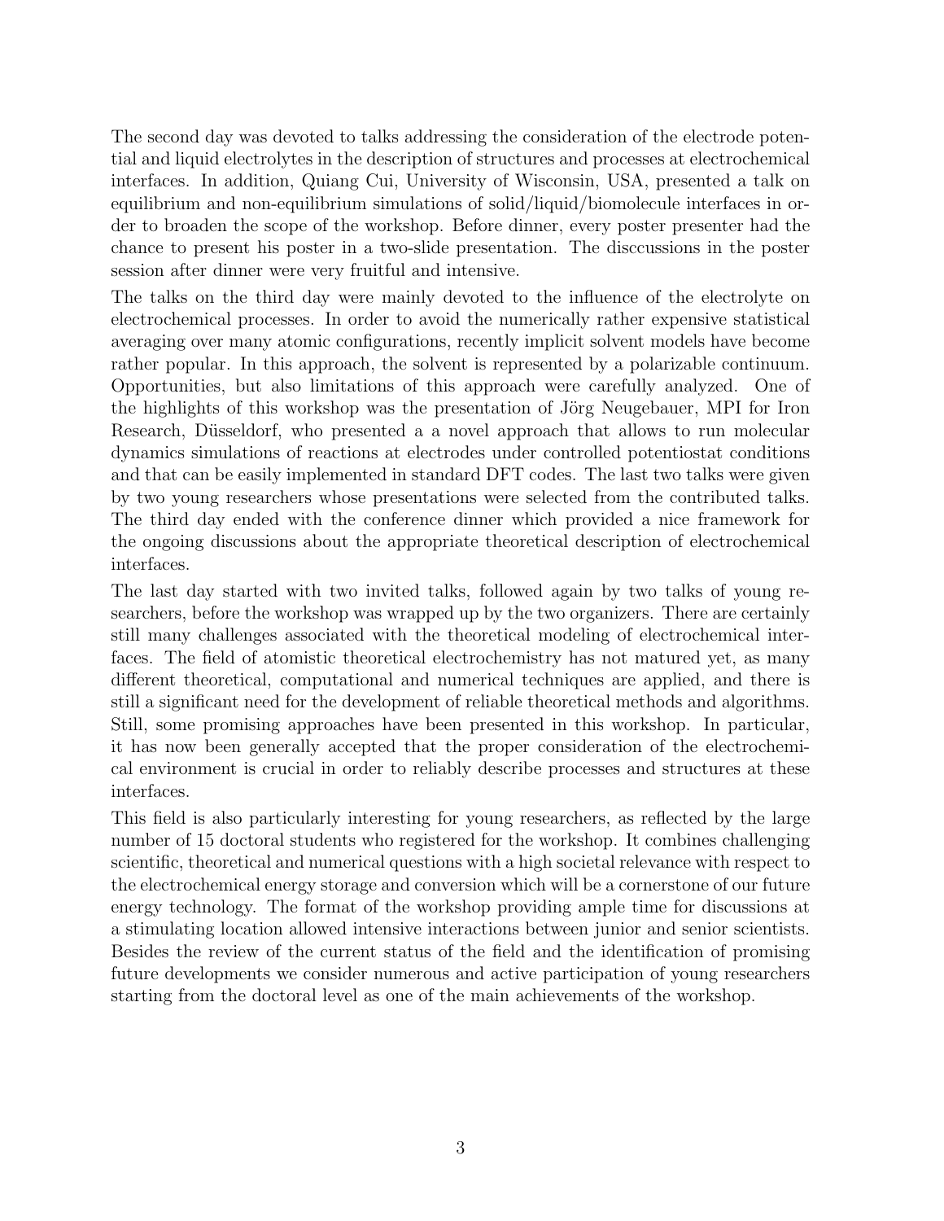The second day was devoted to talks addressing the consideration of the electrode potential and liquid electrolytes in the description of structures and processes at electrochemical interfaces. In addition, Quiang Cui, University of Wisconsin, USA, presented a talk on equilibrium and non-equilibrium simulations of solid/liquid/biomolecule interfaces in order to broaden the scope of the workshop. Before dinner, every poster presenter had the chance to present his poster in a two-slide presentation. The disccussions in the poster session after dinner were very fruitful and intensive.

The talks on the third day were mainly devoted to the influence of the electrolyte on electrochemical processes. In order to avoid the numerically rather expensive statistical averaging over many atomic configurations, recently implicit solvent models have become rather popular. In this approach, the solvent is represented by a polarizable continuum. Opportunities, but also limitations of this approach were carefully analyzed. One of the highlights of this workshop was the presentation of Jörg Neugebauer, MPI for Iron Research, Düsseldorf, who presented a a novel approach that allows to run molecular dynamics simulations of reactions at electrodes under controlled potentiostat conditions and that can be easily implemented in standard DFT codes. The last two talks were given by two young researchers whose presentations were selected from the contributed talks. The third day ended with the conference dinner which provided a nice framework for the ongoing discussions about the appropriate theoretical description of electrochemical interfaces.

The last day started with two invited talks, followed again by two talks of young researchers, before the workshop was wrapped up by the two organizers. There are certainly still many challenges associated with the theoretical modeling of electrochemical interfaces. The field of atomistic theoretical electrochemistry has not matured yet, as many different theoretical, computational and numerical techniques are applied, and there is still a significant need for the development of reliable theoretical methods and algorithms. Still, some promising approaches have been presented in this workshop. In particular, it has now been generally accepted that the proper consideration of the electrochemical environment is crucial in order to reliably describe processes and structures at these interfaces.

This field is also particularly interesting for young researchers, as reflected by the large number of 15 doctoral students who registered for the workshop. It combines challenging scientific, theoretical and numerical questions with a high societal relevance with respect to the electrochemical energy storage and conversion which will be a cornerstone of our future energy technology. The format of the workshop providing ample time for discussions at a stimulating location allowed intensive interactions between junior and senior scientists. Besides the review of the current status of the field and the identification of promising future developments we consider numerous and active participation of young researchers starting from the doctoral level as one of the main achievements of the workshop.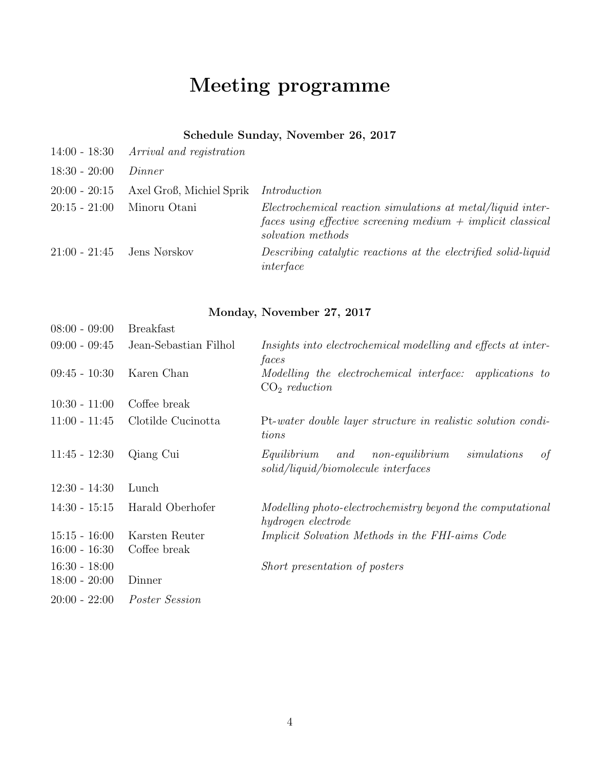# Meeting programme

### Schedule Sunday, November 26, 2017

| | | |
|---|---|---|
| 14:00 - 18:30 | *Arrival and registration* | |
| 18:30 - 20:00 | *Dinner* | |
| 20:00 - 20:15 | Axel Groß, Michiel Sprik | *Introduction* |
| 20:15 - 21:00 | Minoru Otani | *Electrochemical reaction simulations at metal/liquid interfaces using effective screening medium + implicit classical solvation methods* |
| 21:00 - 21:45 | Jens Nørskov | *Describing catalytic reactions at the electrified solid-liquid interface* |

### Monday, November 27, 2017

| | | |
|---|---|---|
| 08:00 - 09:00 | Breakfast | |
| 09:00 - 09:45 | Jean-Sebastian Filhol | *Insights into electrochemical modelling and effects at interfaces* |
| 09:45 - 10:30 | Karen Chan | *Modelling the electrochemical interface: applications to* $CO_2$ *reduction* |
| 10:30 - 11:00 | Coffee break | |
| 11:00 - 11:45 | Clotilde Cucinotta | Pt-*water double layer structure in realistic solution conditions* |
| 11:45 - 12:30 | Qiang Cui | *Equilibrium and non-equilibrium simulations of solid/liquid/biomolecule interfaces* |
| 12:30 - 14:30 | Lunch | |
| 14:30 - 15:15 | Harald Oberhofer | *Modelling photo-electrochemistry beyond the computational hydrogen electrode* |
| 15:15 - 16:00 | Karsten Reuter | *Implicit Solvation Methods in the FHI-aims Code* |
| 16:00 - 16:30 | Coffee break | |
| 16:30 - 18:00 | | *Short presentation of posters* |
| 18:00 - 20:00 | Dinner | |
| 20:00 - 22:00 | *Poster Session* | |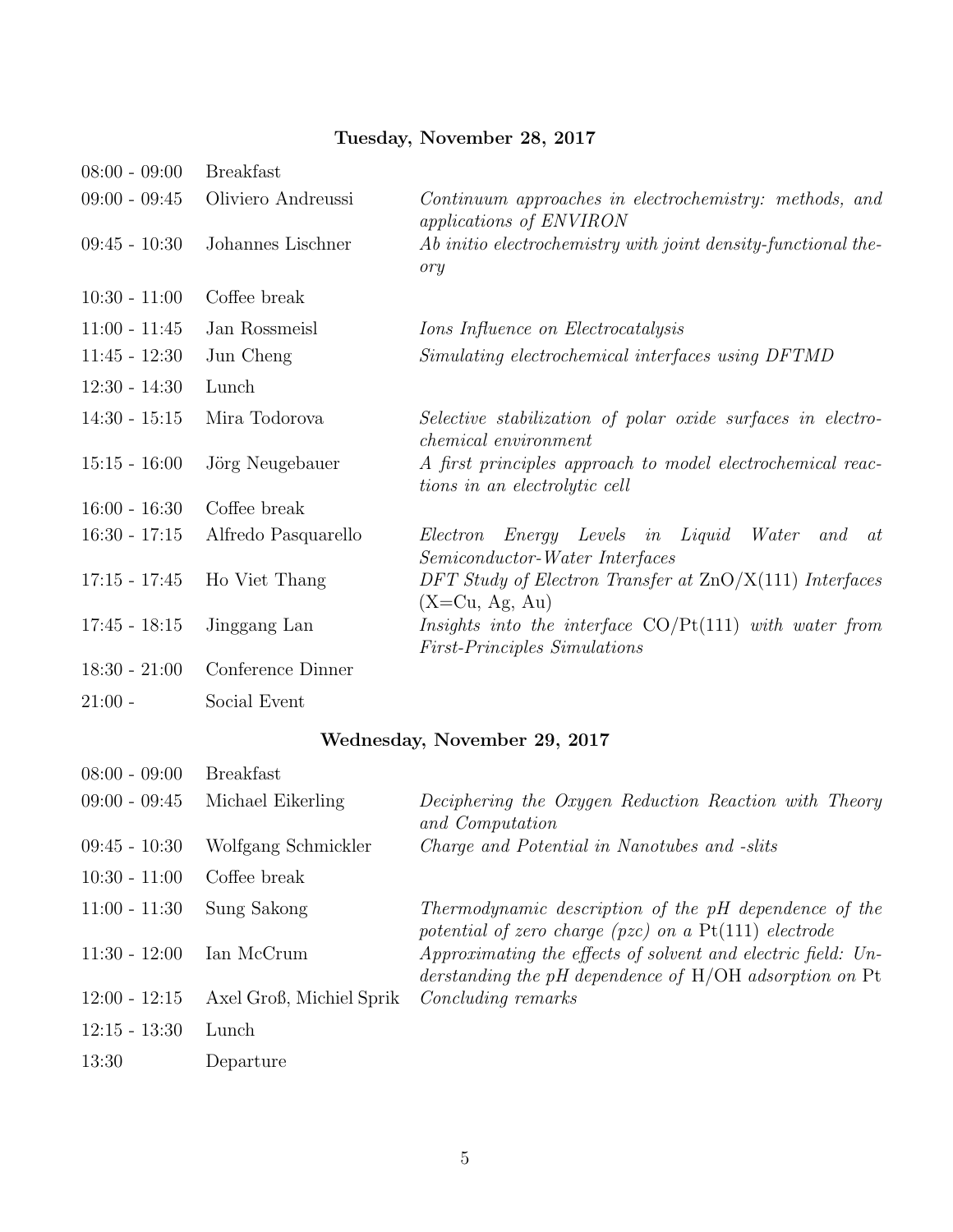### Tuesday, November 28, 2017

| | | |
|---|---|---|
| 08:00 - 09:00 | Breakfast | |
| 09:00 - 09:45 | Oliviero Andreussi | *Continuum approaches in electrochemistry: methods, and applications of ENVIRON* |
| 09:45 - 10:30 | Johannes Lischner | *Ab initio electrochemistry with joint density-functional theory* |
| 10:30 - 11:00 | Coffee break | |
| 11:00 - 11:45 | Jan Rossmeisl | *Ions Influence on Electrocatalysis* |
| 11:45 - 12:30 | Jun Cheng | *Simulating electrochemical interfaces using DFTMD* |
| 12:30 - 14:30 | Lunch | |
| 14:30 - 15:15 | Mira Todorova | *Selective stabilization of polar oxide surfaces in electrochemical environment* |
| 15:15 - 16:00 | Jörg Neugebauer | *A first principles approach to model electrochemical reactions in an electrolytic cell* |
| 16:00 - 16:30 | Coffee break | |
| 16:30 - 17:15 | Alfredo Pasquarello | *Electron Energy Levels in Liquid Water and at Semiconductor-Water Interfaces* |
| 17:15 - 17:45 | Ho Viet Thang | *DFT Study of Electron Transfer at* ZnO/X(111) *Interfaces* (X=Cu, Ag, Au) |
| 17:45 - 18:15 | Jinggang Lan | *Insights into the interface* CO/Pt(111) *with water from First-Principles Simulations* |
| 18:30 - 21:00 | Conference Dinner | |
| 21:00 - | Social Event | |

### Wednesday, November 29, 2017

| | | |
|---|---|---|
| 08:00 - 09:00 | Breakfast | |
| 09:00 - 09:45 | Michael Eikerling | *Deciphering the Oxygen Reduction Reaction with Theory and Computation* |
| 09:45 - 10:30 | Wolfgang Schmickler | *Charge and Potential in Nanotubes and -slits* |
| 10:30 - 11:00 | Coffee break | |
| 11:00 - 11:30 | Sung Sakong | *Thermodynamic description of the pH dependence of the potential of zero charge (pzc) on a* Pt(111) *electrode* |
| 11:30 - 12:00 | Ian McCrum | *Approximating the effects of solvent and electric field: Understanding the pH dependence of* H/OH *adsorption on* Pt |
| 12:00 - 12:15 | Axel Groß, Michiel Sprik | *Concluding remarks* |
| 12:15 - 13:30 | Lunch | |
| 13:30 | Departure | |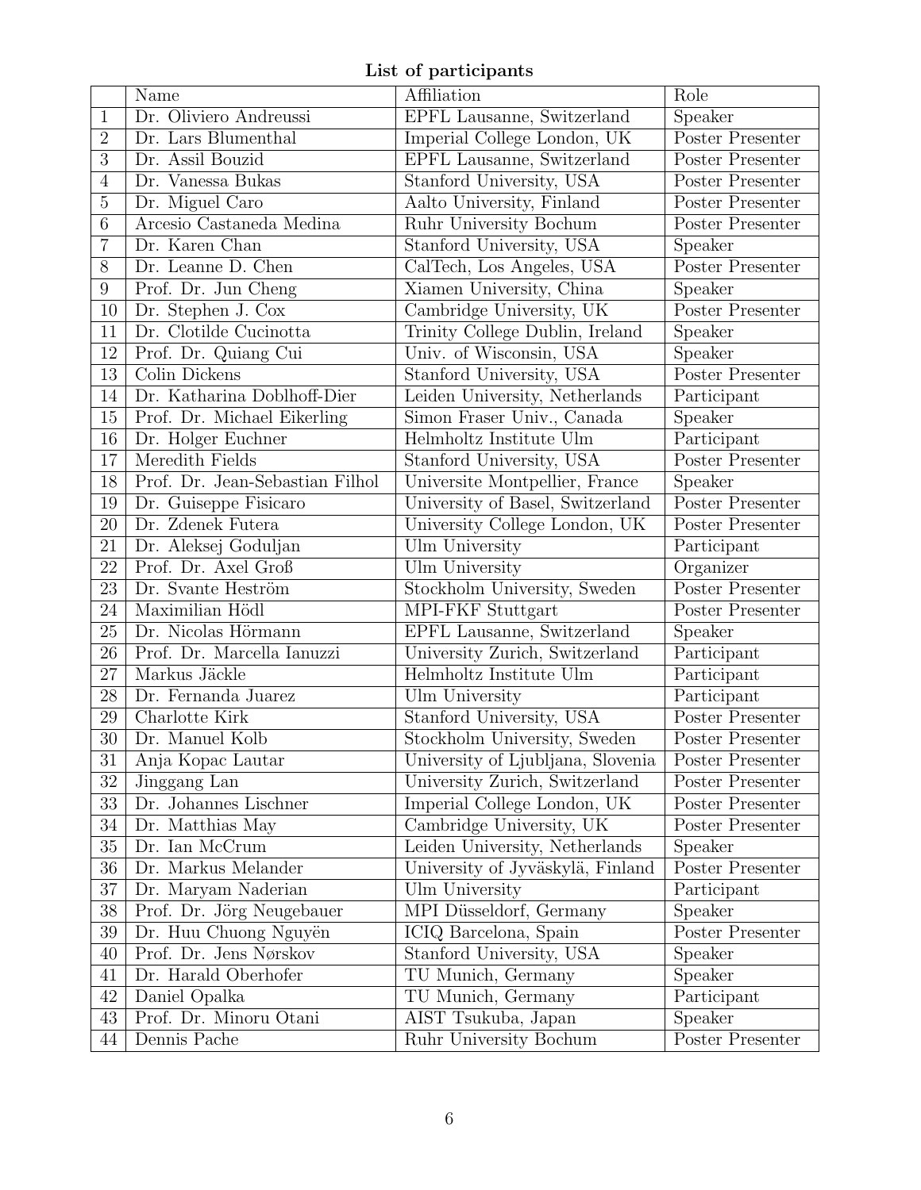**List of participants**

| | Name | Affiliation | Role |
|---|---|---|---|
| 1 | Dr. Oliviero Andreussi | EPFL Lausanne, Switzerland | Speaker |
| 2 | Dr. Lars Blumenthal | Imperial College London, UK | Poster Presenter |
| 3 | Dr. Assil Bouzid | EPFL Lausanne, Switzerland | Poster Presenter |
| 4 | Dr. Vanessa Bukas | Stanford University, USA | Poster Presenter |
| 5 | Dr. Miguel Caro | Aalto University, Finland | Poster Presenter |
| 6 | Arcesio Castaneda Medina | Ruhr University Bochum | Poster Presenter |
| 7 | Dr. Karen Chan | Stanford University, USA | Speaker |
| 8 | Dr. Leanne D. Chen | CalTech, Los Angeles, USA | Poster Presenter |
| 9 | Prof. Dr. Jun Cheng | Xiamen University, China | Speaker |
| 10 | Dr. Stephen J. Cox | Cambridge University, UK | Poster Presenter |
| 11 | Dr. Clotilde Cucinotta | Trinity College Dublin, Ireland | Speaker |
| 12 | Prof. Dr. Quiang Cui | Univ. of Wisconsin, USA | Speaker |
| 13 | Colin Dickens | Stanford University, USA | Poster Presenter |
| 14 | Dr. Katharina Doblhoff-Dier | Leiden University, Netherlands | Participant |
| 15 | Prof. Dr. Michael Eikerling | Simon Fraser Univ., Canada | Speaker |
| 16 | Dr. Holger Euchner | Helmholtz Institute Ulm | Participant |
| 17 | Meredith Fields | Stanford University, USA | Poster Presenter |
| 18 | Prof. Dr. Jean-Sebastian Filhol | Universite Montpellier, France | Speaker |
| 19 | Dr. Guiseppe Fisicaro | University of Basel, Switzerland | Poster Presenter |
| 20 | Dr. Zdenek Futera | University College London, UK | Poster Presenter |
| 21 | Dr. Aleksej Goduljan | Ulm University | Participant |
| 22 | Prof. Dr. Axel Groß | Ulm University | Organizer |
| 23 | Dr. Svante Heström | Stockholm University, Sweden | Poster Presenter |
| 24 | Maximilian Hödl | MPI-FKF Stuttgart | Poster Presenter |
| 25 | Dr. Nicolas Hörmann | EPFL Lausanne, Switzerland | Speaker |
| 26 | Prof. Dr. Marcella Ianuzzi | University Zurich, Switzerland | Participant |
| 27 | Markus Jäckle | Helmholtz Institute Ulm | Participant |
| 28 | Dr. Fernanda Juarez | Ulm University | Participant |
| 29 | Charlotte Kirk | Stanford University, USA | Poster Presenter |
| 30 | Dr. Manuel Kolb | Stockholm University, Sweden | Poster Presenter |
| 31 | Anja Kopac Lautar | University of Ljubljana, Slovenia | Poster Presenter |
| 32 | Jinggang Lan | University Zurich, Switzerland | Poster Presenter |
| 33 | Dr. Johannes Lischner | Imperial College London, UK | Poster Presenter |
| 34 | Dr. Matthias May | Cambridge University, UK | Poster Presenter |
| 35 | Dr. Ian McCrum | Leiden University, Netherlands | Speaker |
| 36 | Dr. Markus Melander | University of Jyväskylä, Finland | Poster Presenter |
| 37 | Dr. Maryam Naderian | Ulm University | Participant |
| 38 | Prof. Dr. Jörg Neugebauer | MPI Düsseldorf, Germany | Speaker |
| 39 | Dr. Huu Chuong Nguyën | ICIQ Barcelona, Spain | Poster Presenter |
| 40 | Prof. Dr. Jens Nørskov | Stanford University, USA | Speaker |
| 41 | Dr. Harald Oberhofer | TU Munich, Germany | Speaker |
| 42 | Daniel Opalka | TU Munich, Germany | Participant |
| 43 | Prof. Dr. Minoru Otani | AIST Tsukuba, Japan | Speaker |
| 44 | Dennis Pache | Ruhr University Bochum | Poster Presenter |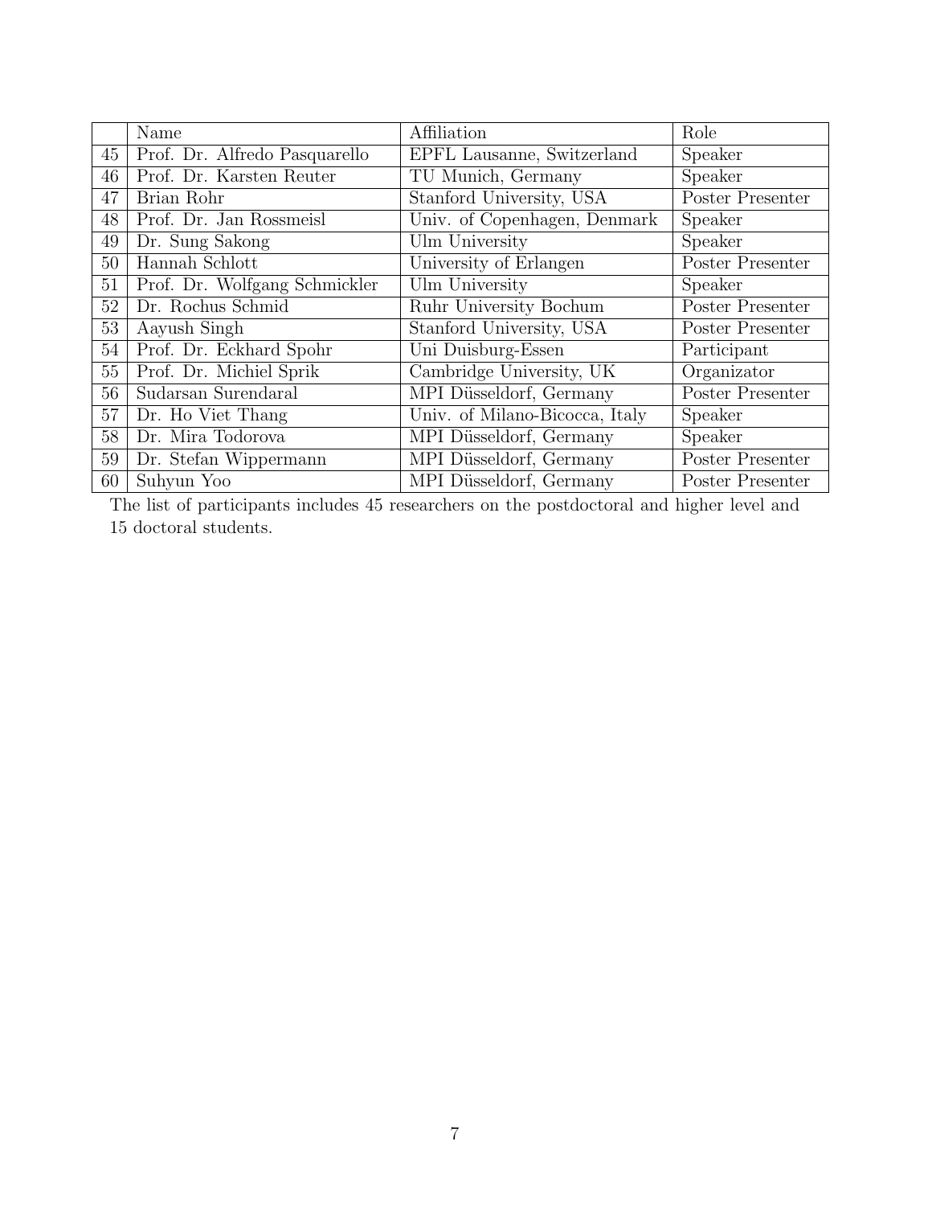| | Name | Affiliation | Role |
|---|---|---|---|
| 45 | Prof. Dr. Alfredo Pasquarello | EPFL Lausanne, Switzerland | Speaker |
| 46 | Prof. Dr. Karsten Reuter | TU Munich, Germany | Speaker |
| 47 | Brian Rohr | Stanford University, USA | Poster Presenter |
| 48 | Prof. Dr. Jan Rossmeisl | Univ. of Copenhagen, Denmark | Speaker |
| 49 | Dr. Sung Sakong | Ulm University | Speaker |
| 50 | Hannah Schlott | University of Erlangen | Poster Presenter |
| 51 | Prof. Dr. Wolfgang Schmickler | Ulm University | Speaker |
| 52 | Dr. Rochus Schmid | Ruhr University Bochum | Poster Presenter |
| 53 | Aayush Singh | Stanford University, USA | Poster Presenter |
| 54 | Prof. Dr. Eckhard Spohr | Uni Duisburg-Essen | Participant |
| 55 | Prof. Dr. Michiel Sprik | Cambridge University, UK | Organizator |
| 56 | Sudarsan Surendaral | MPI Düsseldorf, Germany | Poster Presenter |
| 57 | Dr. Ho Viet Thang | Univ. of Milano-Bicocca, Italy | Speaker |
| 58 | Dr. Mira Todorova | MPI Düsseldorf, Germany | Speaker |
| 59 | Dr. Stefan Wippermann | MPI Düsseldorf, Germany | Poster Presenter |
| 60 | Suhyun Yoo | MPI Düsseldorf, Germany | Poster Presenter |

The list of participants includes 45 researchers on the postdoctoral and higher level and 15 doctoral students.